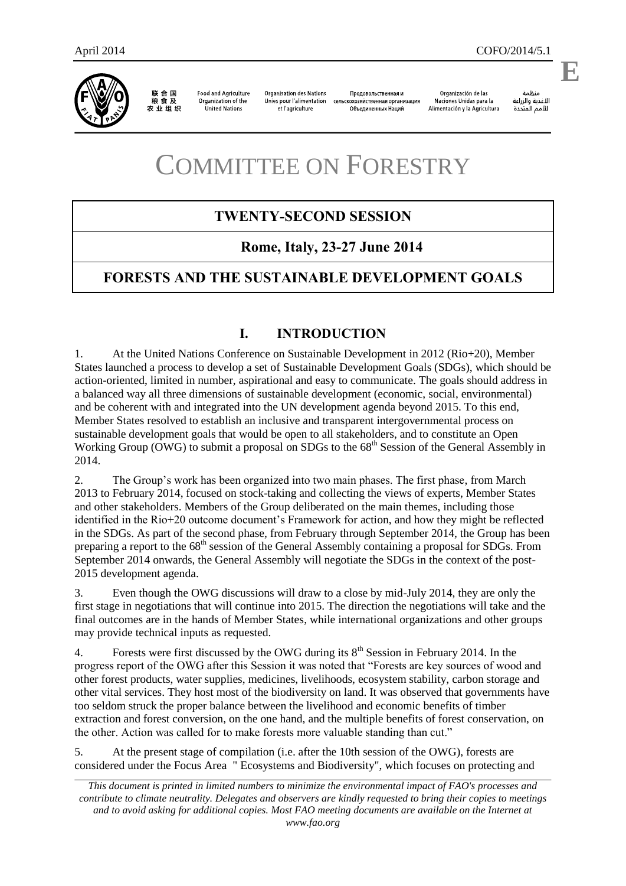April 2014 COFO/2014/5.1

**E**

联合国粮食及农业组织 | Food and Agriculture Organization of the United Nations | Organisation des Nations Unies pour l'alimentation et l'agriculture | Продовольственная и сельскохозяйственная организация Объединенных Наций | Organización de las Naciones Unidas para la Alimentación y la Agricultura | منظمة الأغذية والزراعة للأمم المتحدة

# COMMITTEE ON FORESTRY

## TWENTY-SECOND SESSION

## Rome, Italy, 23-27 June 2014

## FORESTS AND THE SUSTAINABLE DEVELOPMENT GOALS

## I. INTRODUCTION

1. At the United Nations Conference on Sustainable Development in 2012 (Rio+20), Member States launched a process to develop a set of Sustainable Development Goals (SDGs), which should be action-oriented, limited in number, aspirational and easy to communicate. The goals should address in a balanced way all three dimensions of sustainable development (economic, social, environmental) and be coherent with and integrated into the UN development agenda beyond 2015. To this end, Member States resolved to establish an inclusive and transparent intergovernmental process on sustainable development goals that would be open to all stakeholders, and to constitute an Open Working Group (OWG) to submit a proposal on SDGs to the 68th Session of the General Assembly in 2014.

2. The Group's work has been organized into two main phases. The first phase, from March 2013 to February 2014, focused on stock-taking and collecting the views of experts, Member States and other stakeholders. Members of the Group deliberated on the main themes, including those identified in the Rio+20 outcome document's Framework for action, and how they might be reflected in the SDGs. As part of the second phase, from February through September 2014, the Group has been preparing a report to the 68th session of the General Assembly containing a proposal for SDGs. From September 2014 onwards, the General Assembly will negotiate the SDGs in the context of the post-2015 development agenda.

3. Even though the OWG discussions will draw to a close by mid-July 2014, they are only the first stage in negotiations that will continue into 2015. The direction the negotiations will take and the final outcomes are in the hands of Member States, while international organizations and other groups may provide technical inputs as requested.

4. Forests were first discussed by the OWG during its 8th Session in February 2014. In the progress report of the OWG after this Session it was noted that "Forests are key sources of wood and other forest products, water supplies, medicines, livelihoods, ecosystem stability, carbon storage and other vital services. They host most of the biodiversity on land. It was observed that governments have too seldom struck the proper balance between the livelihood and economic benefits of timber extraction and forest conversion, on the one hand, and the multiple benefits of forest conservation, on the other. Action was called for to make forests more valuable standing than cut."

5. At the present stage of compilation (i.e. after the 10th session of the OWG), forests are considered under the Focus Area " Ecosystems and Biodiversity", which focuses on protecting and

*This document is printed in limited numbers to minimize the environmental impact of FAO's processes and contribute to climate neutrality. Delegates and observers are kindly requested to bring their copies to meetings and to avoid asking for additional copies. Most FAO meeting documents are available on the Internet at www.fao.org*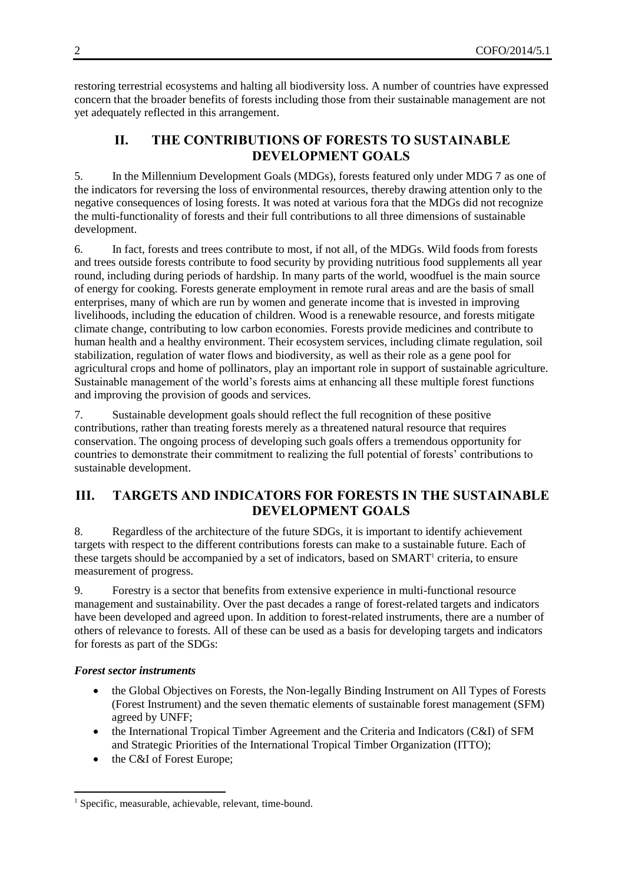restoring terrestrial ecosystems and halting all biodiversity loss. A number of countries have expressed concern that the broader benefits of forests including those from their sustainable management are not yet adequately reflected in this arrangement.

## II. THE CONTRIBUTIONS OF FORESTS TO SUSTAINABLE DEVELOPMENT GOALS

5. In the Millennium Development Goals (MDGs), forests featured only under MDG 7 as one of the indicators for reversing the loss of environmental resources, thereby drawing attention only to the negative consequences of losing forests. It was noted at various fora that the MDGs did not recognize the multi-functionality of forests and their full contributions to all three dimensions of sustainable development.

6. In fact, forests and trees contribute to most, if not all, of the MDGs. Wild foods from forests and trees outside forests contribute to food security by providing nutritious food supplements all year round, including during periods of hardship. In many parts of the world, woodfuel is the main source of energy for cooking. Forests generate employment in remote rural areas and are the basis of small enterprises, many of which are run by women and generate income that is invested in improving livelihoods, including the education of children. Wood is a renewable resource, and forests mitigate climate change, contributing to low carbon economies. Forests provide medicines and contribute to human health and a healthy environment. Their ecosystem services, including climate regulation, soil stabilization, regulation of water flows and biodiversity, as well as their role as a gene pool for agricultural crops and home of pollinators, play an important role in support of sustainable agriculture. Sustainable management of the world's forests aims at enhancing all these multiple forest functions and improving the provision of goods and services.

7. Sustainable development goals should reflect the full recognition of these positive contributions, rather than treating forests merely as a threatened natural resource that requires conservation. The ongoing process of developing such goals offers a tremendous opportunity for countries to demonstrate their commitment to realizing the full potential of forests' contributions to sustainable development.

## III. TARGETS AND INDICATORS FOR FORESTS IN THE SUSTAINABLE DEVELOPMENT GOALS

8. Regardless of the architecture of the future SDGs, it is important to identify achievement targets with respect to the different contributions forests can make to a sustainable future. Each of these targets should be accompanied by a set of indicators, based on SMART[1] criteria, to ensure measurement of progress.

9. Forestry is a sector that benefits from extensive experience in multi-functional resource management and sustainability. Over the past decades a range of forest-related targets and indicators have been developed and agreed upon. In addition to forest-related instruments, there are a number of others of relevance to forests. All of these can be used as a basis for developing targets and indicators for forests as part of the SDGs:

***Forest sector instruments***

- the Global Objectives on Forests, the Non-legally Binding Instrument on All Types of Forests (Forest Instrument) and the seven thematic elements of sustainable forest management (SFM) agreed by UNFF;
- the International Tropical Timber Agreement and the Criteria and Indicators (C&I) of SFM and Strategic Priorities of the International Tropical Timber Organization (ITTO);
- the C&I of Forest Europe;

[1] Specific, measurable, achievable, relevant, time-bound.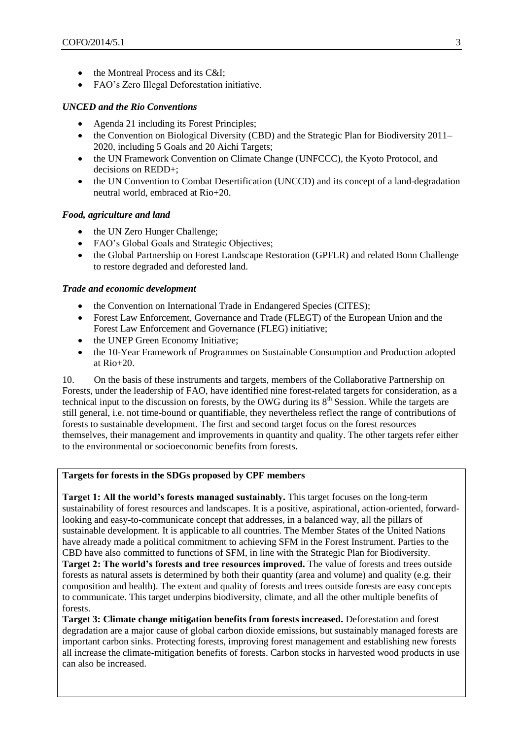- the Montreal Process and its C&I;
- FAO's Zero Illegal Deforestation initiative.

### *UNCED and the Rio Conventions*

- Agenda 21 including its Forest Principles;
- the Convention on Biological Diversity (CBD) and the Strategic Plan for Biodiversity 2011–2020, including 5 Goals and 20 Aichi Targets;
- the UN Framework Convention on Climate Change (UNFCCC), the Kyoto Protocol, and decisions on REDD+;
- the UN Convention to Combat Desertification (UNCCD) and its concept of a land-degradation neutral world, embraced at Rio+20.

### *Food, agriculture and land*

- the UN Zero Hunger Challenge;
- FAO's Global Goals and Strategic Objectives;
- the Global Partnership on Forest Landscape Restoration (GPFLR) and related Bonn Challenge to restore degraded and deforested land.

### *Trade and economic development*

- the Convention on International Trade in Endangered Species (CITES);
- Forest Law Enforcement, Governance and Trade (FLEGT) of the European Union and the Forest Law Enforcement and Governance (FLEG) initiative;
- the UNEP Green Economy Initiative;
- the 10-Year Framework of Programmes on Sustainable Consumption and Production adopted at Rio+20.

10. On the basis of these instruments and targets, members of the Collaborative Partnership on Forests, under the leadership of FAO, have identified nine forest-related targets for consideration, as a technical input to the discussion on forests, by the OWG during its 8th Session. While the targets are still general, i.e. not time-bound or quantifiable, they nevertheless reflect the range of contributions of forests to sustainable development. The first and second target focus on the forest resources themselves, their management and improvements in quantity and quality. The other targets refer either to the environmental or socioeconomic benefits from forests.

**Targets for forests in the SDGs proposed by CPF members**

**Target 1: All the world's forests managed sustainably.** This target focuses on the long-term sustainability of forest resources and landscapes. It is a positive, aspirational, action-oriented, forward-looking and easy-to-communicate concept that addresses, in a balanced way, all the pillars of sustainable development. It is applicable to all countries. The Member States of the United Nations have already made a political commitment to achieving SFM in the Forest Instrument. Parties to the CBD have also committed to functions of SFM, in line with the Strategic Plan for Biodiversity.

**Target 2: The world's forests and tree resources improved.** The value of forests and trees outside forests as natural assets is determined by both their quantity (area and volume) and quality (e.g. their composition and health). The extent and quality of forests and trees outside forests are easy concepts to communicate. This target underpins biodiversity, climate, and all the other multiple benefits of forests.

**Target 3: Climate change mitigation benefits from forests increased.** Deforestation and forest degradation are a major cause of global carbon dioxide emissions, but sustainably managed forests are important carbon sinks. Protecting forests, improving forest management and establishing new forests all increase the climate-mitigation benefits of forests. Carbon stocks in harvested wood products in use can also be increased.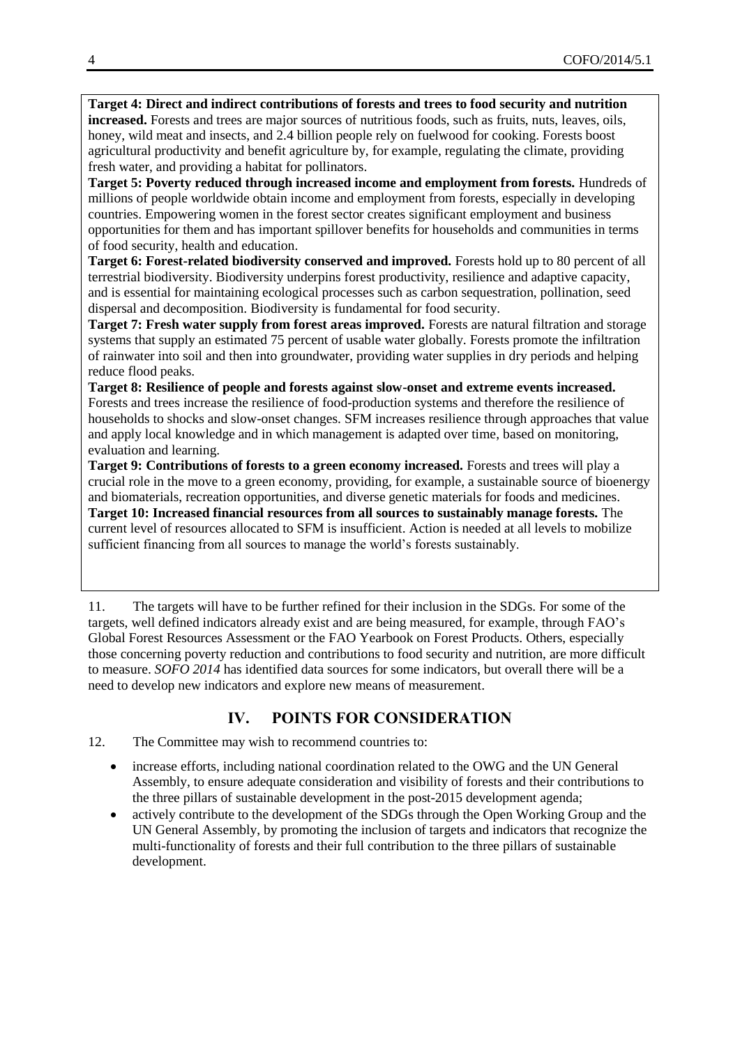**Target 4: Direct and indirect contributions of forests and trees to food security and nutrition increased.** Forests and trees are major sources of nutritious foods, such as fruits, nuts, leaves, oils, honey, wild meat and insects, and 2.4 billion people rely on fuelwood for cooking. Forests boost agricultural productivity and benefit agriculture by, for example, regulating the climate, providing fresh water, and providing a habitat for pollinators.

**Target 5: Poverty reduced through increased income and employment from forests.** Hundreds of millions of people worldwide obtain income and employment from forests, especially in developing countries. Empowering women in the forest sector creates significant employment and business opportunities for them and has important spillover benefits for households and communities in terms of food security, health and education.

**Target 6: Forest-related biodiversity conserved and improved.** Forests hold up to 80 percent of all terrestrial biodiversity. Biodiversity underpins forest productivity, resilience and adaptive capacity, and is essential for maintaining ecological processes such as carbon sequestration, pollination, seed dispersal and decomposition. Biodiversity is fundamental for food security.

**Target 7: Fresh water supply from forest areas improved.** Forests are natural filtration and storage systems that supply an estimated 75 percent of usable water globally. Forests promote the infiltration of rainwater into soil and then into groundwater, providing water supplies in dry periods and helping reduce flood peaks.

**Target 8: Resilience of people and forests against slow-onset and extreme events increased.** Forests and trees increase the resilience of food-production systems and therefore the resilience of households to shocks and slow-onset changes. SFM increases resilience through approaches that value and apply local knowledge and in which management is adapted over time, based on monitoring, evaluation and learning.

**Target 9: Contributions of forests to a green economy increased.** Forests and trees will play a crucial role in the move to a green economy, providing, for example, a sustainable source of bioenergy and biomaterials, recreation opportunities, and diverse genetic materials for foods and medicines.

**Target 10: Increased financial resources from all sources to sustainably manage forests.** The current level of resources allocated to SFM is insufficient. Action is needed at all levels to mobilize sufficient financing from all sources to manage the world's forests sustainably.

11. The targets will have to be further refined for their inclusion in the SDGs. For some of the targets, well defined indicators already exist and are being measured, for example, through FAO's Global Forest Resources Assessment or the FAO Yearbook on Forest Products. Others, especially those concerning poverty reduction and contributions to food security and nutrition, are more difficult to measure. *SOFO 2014* has identified data sources for some indicators, but overall there will be a need to develop new indicators and explore new means of measurement.

## IV. POINTS FOR CONSIDERATION

12. The Committee may wish to recommend countries to:

- increase efforts, including national coordination related to the OWG and the UN General Assembly, to ensure adequate consideration and visibility of forests and their contributions to the three pillars of sustainable development in the post-2015 development agenda;
- actively contribute to the development of the SDGs through the Open Working Group and the UN General Assembly, by promoting the inclusion of targets and indicators that recognize the multi-functionality of forests and their full contribution to the three pillars of sustainable development.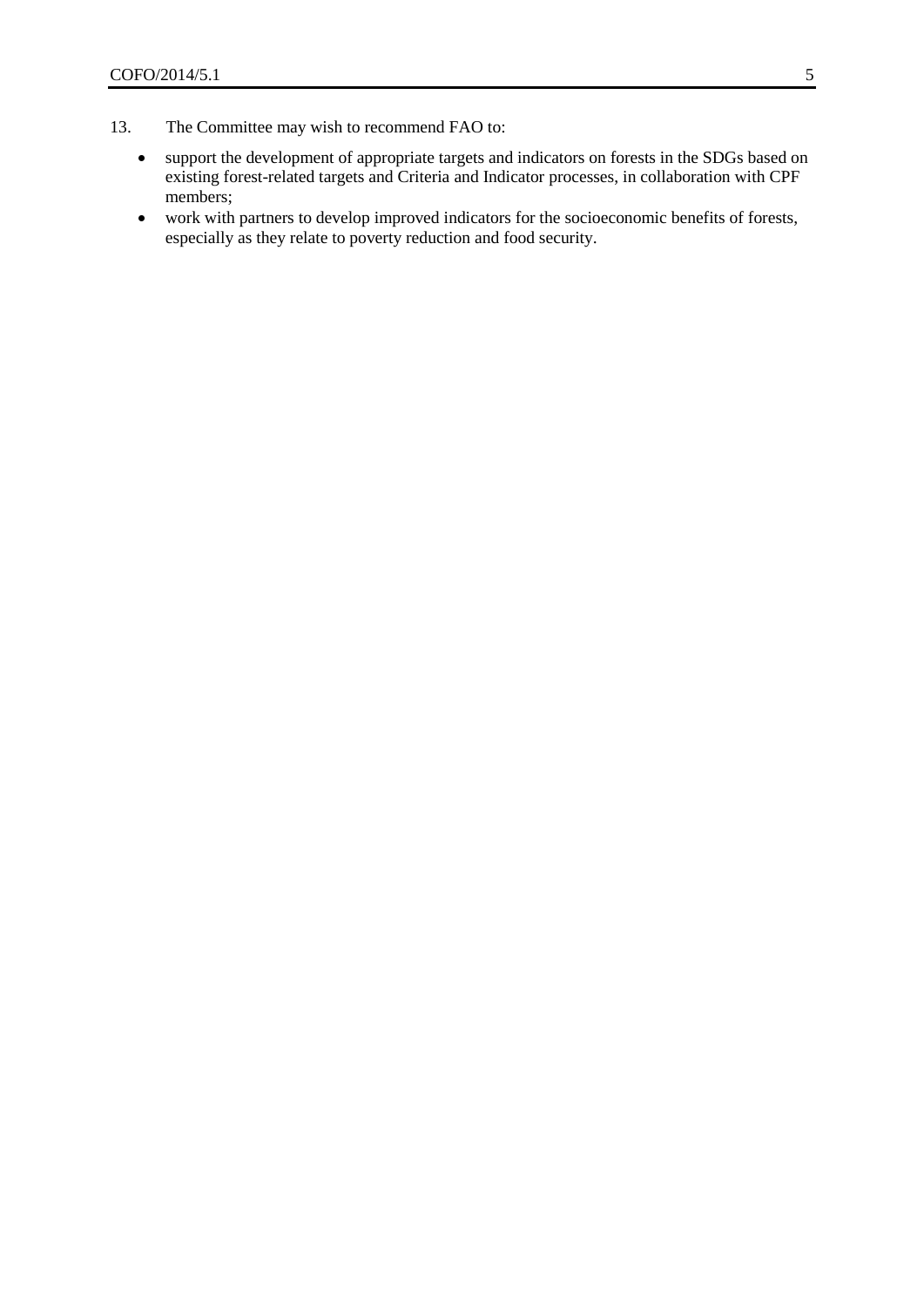13. The Committee may wish to recommend FAO to:

- support the development of appropriate targets and indicators on forests in the SDGs based on existing forest-related targets and Criteria and Indicator processes, in collaboration with CPF members;
- work with partners to develop improved indicators for the socioeconomic benefits of forests, especially as they relate to poverty reduction and food security.